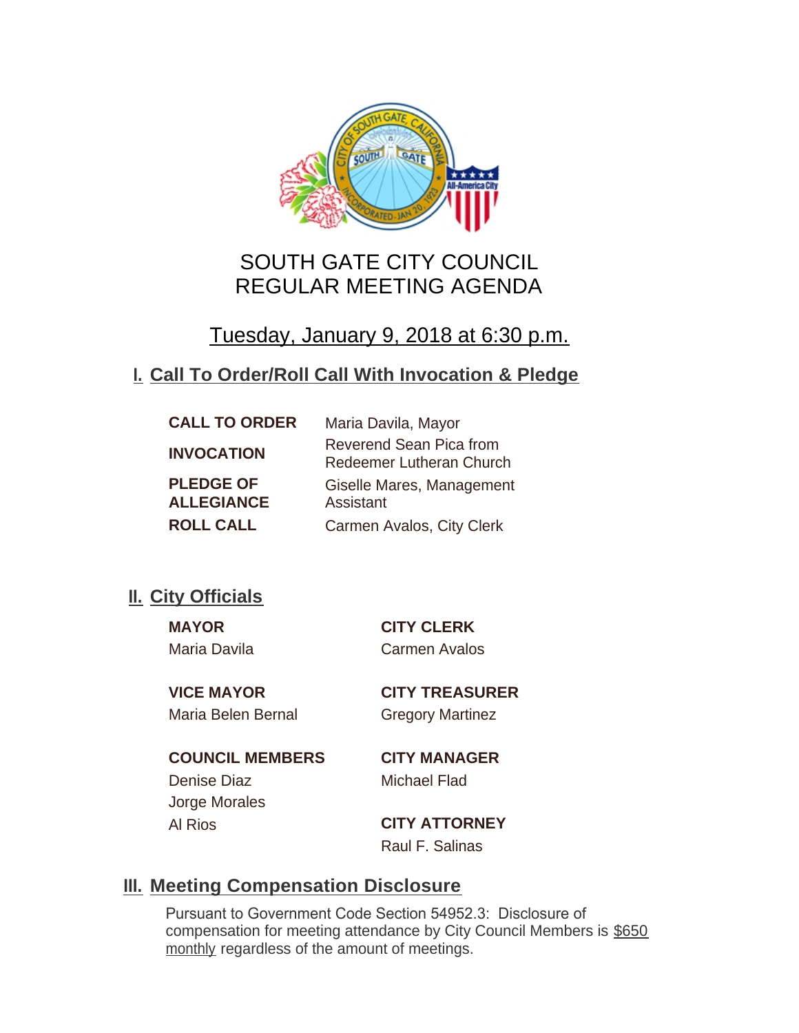# SOUTH GATE CITY COUNCIL
# REGULAR MEETING AGENDA

## Tuesday, January 9, 2018 at 6:30 p.m.

## I. Call To Order/Roll Call With Invocation & Pledge

| | |
|---|---|
| **CALL TO ORDER** | Maria Davila, Mayor |
| **INVOCATION** | Reverend Sean Pica from Redeemer Lutheran Church |
| **PLEDGE OF ALLEGIANCE** | Giselle Mares, Management Assistant |
| **ROLL CALL** | Carmen Avalos, City Clerk |

## II. City Officials

**MAYOR**
Maria Davila

**VICE MAYOR**
Maria Belen Bernal

**COUNCIL MEMBERS**
Denise Diaz
Jorge Morales
Al Rios

**CITY CLERK**
Carmen Avalos

**CITY TREASURER**
Gregory Martinez

**CITY MANAGER**
Michael Flad

**CITY ATTORNEY**
Raul F. Salinas

## III. Meeting Compensation Disclosure

Pursuant to Government Code Section 54952.3: Disclosure of compensation for meeting attendance by City Council Members is $650 monthly regardless of the amount of meetings.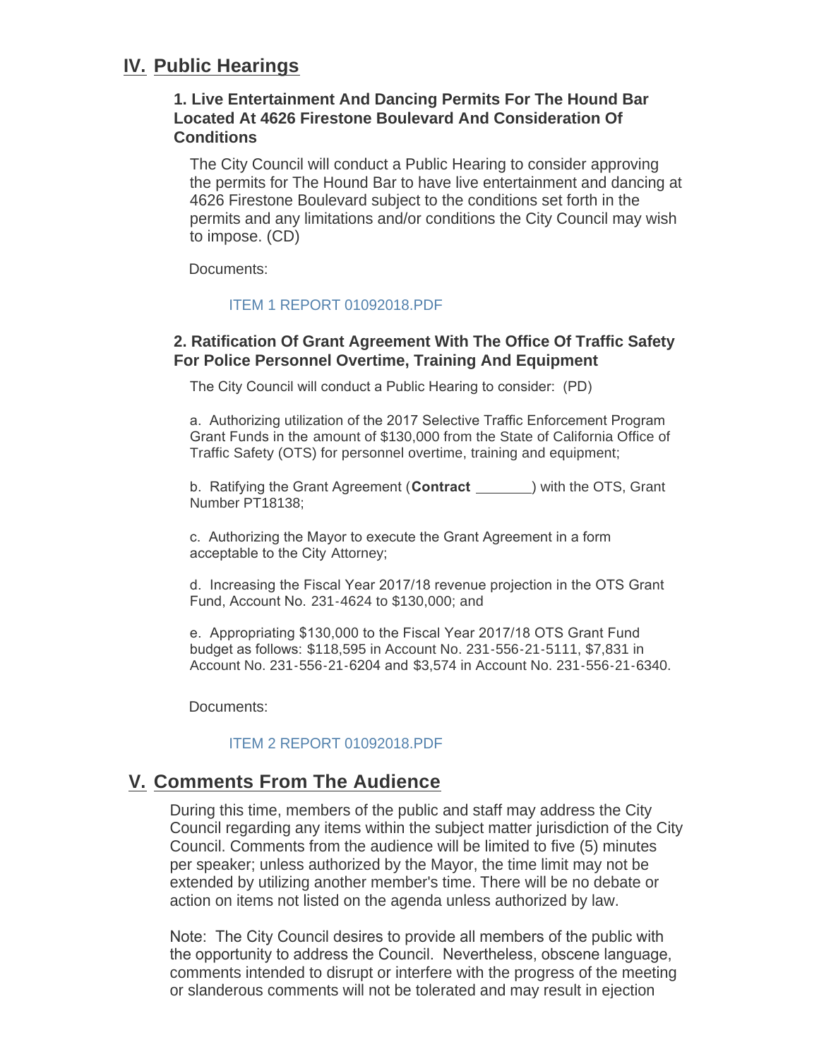## IV. Public Hearings

### 1. Live Entertainment And Dancing Permits For The Hound Bar Located At 4626 Firestone Boulevard And Consideration Of Conditions

The City Council will conduct a Public Hearing to consider approving the permits for The Hound Bar to have live entertainment and dancing at 4626 Firestone Boulevard subject to the conditions set forth in the permits and any limitations and/or conditions the City Council may wish to impose. (CD)

Documents:

ITEM 1 REPORT 01092018.PDF

### 2. Ratification Of Grant Agreement With The Office Of Traffic Safety For Police Personnel Overtime, Training And Equipment

The City Council will conduct a Public Hearing to consider: (PD)

a. Authorizing utilization of the 2017 Selective Traffic Enforcement Program Grant Funds in the amount of $130,000 from the State of California Office of Traffic Safety (OTS) for personnel overtime, training and equipment;

b. Ratifying the Grant Agreement (**Contract** _______) with the OTS, Grant Number PT18138;

c. Authorizing the Mayor to execute the Grant Agreement in a form acceptable to the City Attorney;

d. Increasing the Fiscal Year 2017/18 revenue projection in the OTS Grant Fund, Account No. 231-4624 to $130,000; and

e. Appropriating $130,000 to the Fiscal Year 2017/18 OTS Grant Fund budget as follows: $118,595 in Account No. 231-556-21-5111, $7,831 in Account No. 231-556-21-6204 and $3,574 in Account No. 231-556-21-6340.

Documents:

ITEM 2 REPORT 01092018.PDF

## V. Comments From The Audience

During this time, members of the public and staff may address the City Council regarding any items within the subject matter jurisdiction of the City Council. Comments from the audience will be limited to five (5) minutes per speaker; unless authorized by the Mayor, the time limit may not be extended by utilizing another member's time. There will be no debate or action on items not listed on the agenda unless authorized by law.

Note: The City Council desires to provide all members of the public with the opportunity to address the Council. Nevertheless, obscene language, comments intended to disrupt or interfere with the progress of the meeting or slanderous comments will not be tolerated and may result in ejection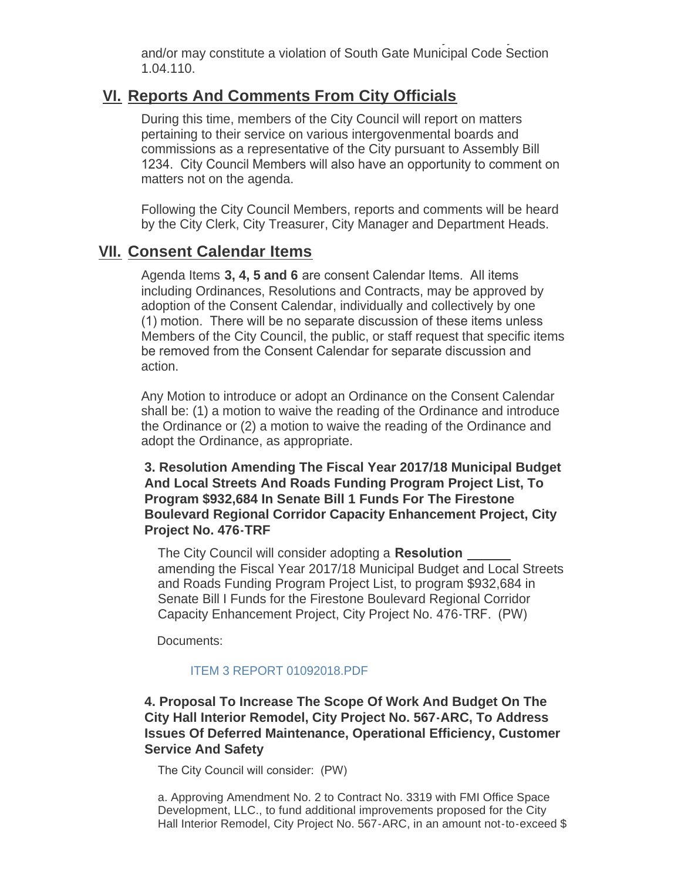and/or may constitute a violation of South Gate Municipal Code Section 1.04.110.

## VI. Reports And Comments From City Officials

During this time, members of the City Council will report on matters pertaining to their service on various intergovenmental boards and commissions as a representative of the City pursuant to Assembly Bill 1234. City Council Members will also have an opportunity to comment on matters not on the agenda.

Following the City Council Members, reports and comments will be heard by the City Clerk, City Treasurer, City Manager and Department Heads.

## VII. Consent Calendar Items

Agenda Items **3, 4, 5 and 6** are consent Calendar Items. All items including Ordinances, Resolutions and Contracts, may be approved by adoption of the Consent Calendar, individually and collectively by one (1) motion. There will be no separate discussion of these items unless Members of the City Council, the public, or staff request that specific items be removed from the Consent Calendar for separate discussion and action.

Any Motion to introduce or adopt an Ordinance on the Consent Calendar shall be: (1) a motion to waive the reading of the Ordinance and introduce the Ordinance or (2) a motion to waive the reading of the Ordinance and adopt the Ordinance, as appropriate.

### 3. Resolution Amending The Fiscal Year 2017/18 Municipal Budget And Local Streets And Roads Funding Program Project List, To Program $932,684 In Senate Bill 1 Funds For The Firestone Boulevard Regional Corridor Capacity Enhancement Project, City Project No. 476-TRF

The City Council will consider adopting a **Resolution** ______ amending the Fiscal Year 2017/18 Municipal Budget and Local Streets and Roads Funding Program Project List, to program $932,684 in Senate Bill I Funds for the Firestone Boulevard Regional Corridor Capacity Enhancement Project, City Project No. 476-TRF. (PW)

Documents:

ITEM 3 REPORT 01092018.PDF

### 4. Proposal To Increase The Scope Of Work And Budget On The City Hall Interior Remodel, City Project No. 567-ARC, To Address Issues Of Deferred Maintenance, Operational Efficiency, Customer Service And Safety

The City Council will consider: (PW)

a. Approving Amendment No. 2 to Contract No. 3319 with FMI Office Space Development, LLC., to fund additional improvements proposed for the City Hall Interior Remodel, City Project No. 567-ARC, in an amount not-to-exceed $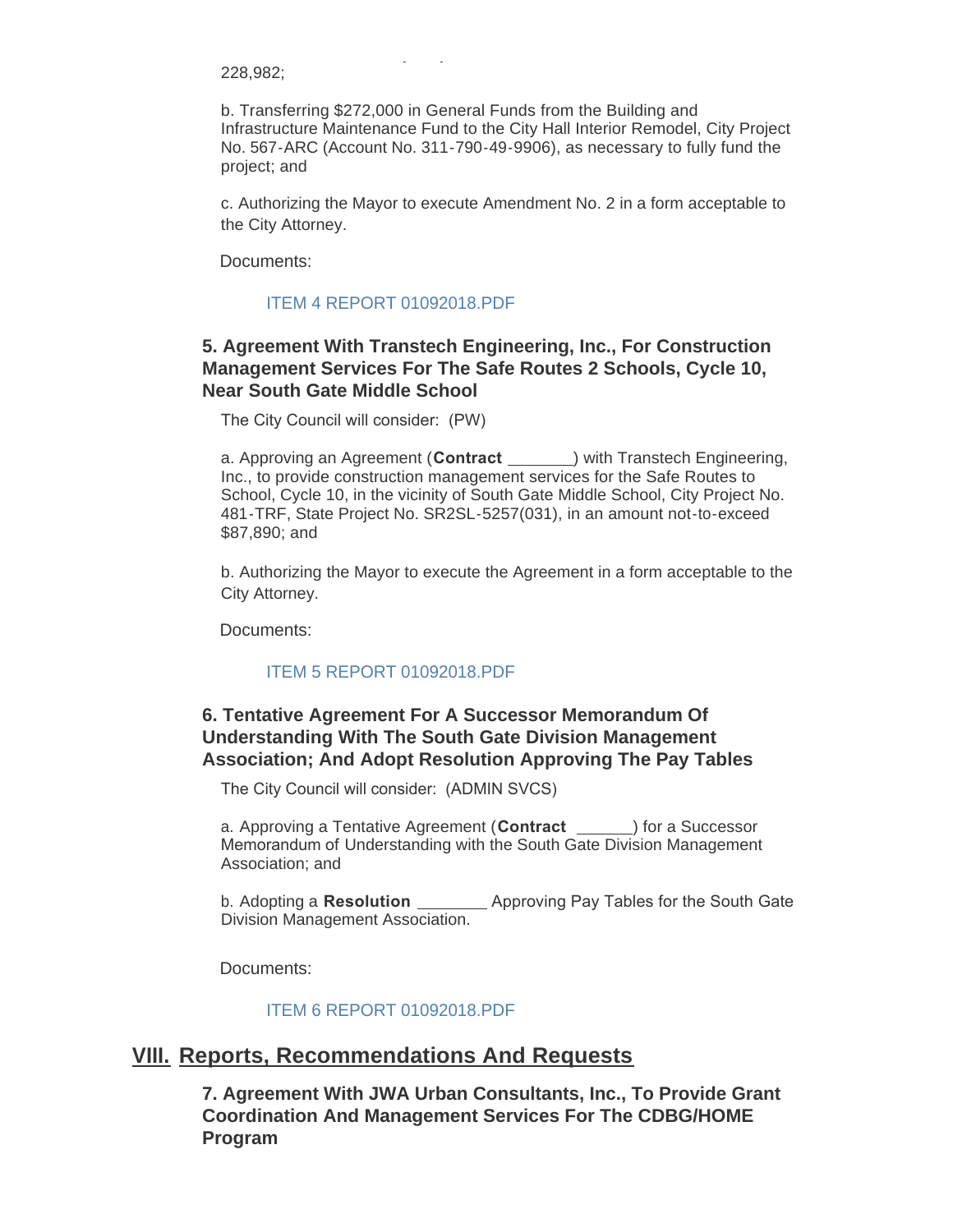228,982;

b. Transferring $272,000 in General Funds from the Building and Infrastructure Maintenance Fund to the City Hall Interior Remodel, City Project No. 567-ARC (Account No. 311-790-49-9906), as necessary to fully fund the project; and

c. Authorizing the Mayor to execute Amendment No. 2 in a form acceptable to the City Attorney.

Documents:

ITEM 4 REPORT 01092018.PDF

### 5. Agreement With Transtech Engineering, Inc., For Construction Management Services For The Safe Routes 2 Schools, Cycle 10, Near South Gate Middle School

The City Council will consider: (PW)

a. Approving an Agreement (**Contract** _______) with Transtech Engineering, Inc., to provide construction management services for the Safe Routes to School, Cycle 10, in the vicinity of South Gate Middle School, City Project No. 481-TRF, State Project No. SR2SL-5257(031), in an amount not-to-exceed $87,890; and

b. Authorizing the Mayor to execute the Agreement in a form acceptable to the City Attorney.

Documents:

ITEM 5 REPORT 01092018.PDF

### 6. Tentative Agreement For A Successor Memorandum Of Understanding With The South Gate Division Management Association; And Adopt Resolution Approving The Pay Tables

The City Council will consider: (ADMIN SVCS)

a. Approving a Tentative Agreement (**Contract** ______) for a Successor Memorandum of Understanding with the South Gate Division Management Association; and

b. Adopting a **Resolution** _______ Approving Pay Tables for the South Gate Division Management Association.

Documents:

ITEM 6 REPORT 01092018.PDF

## VIII. Reports, Recommendations And Requests

### 7. Agreement With JWA Urban Consultants, Inc., To Provide Grant Coordination And Management Services For The CDBG/HOME Program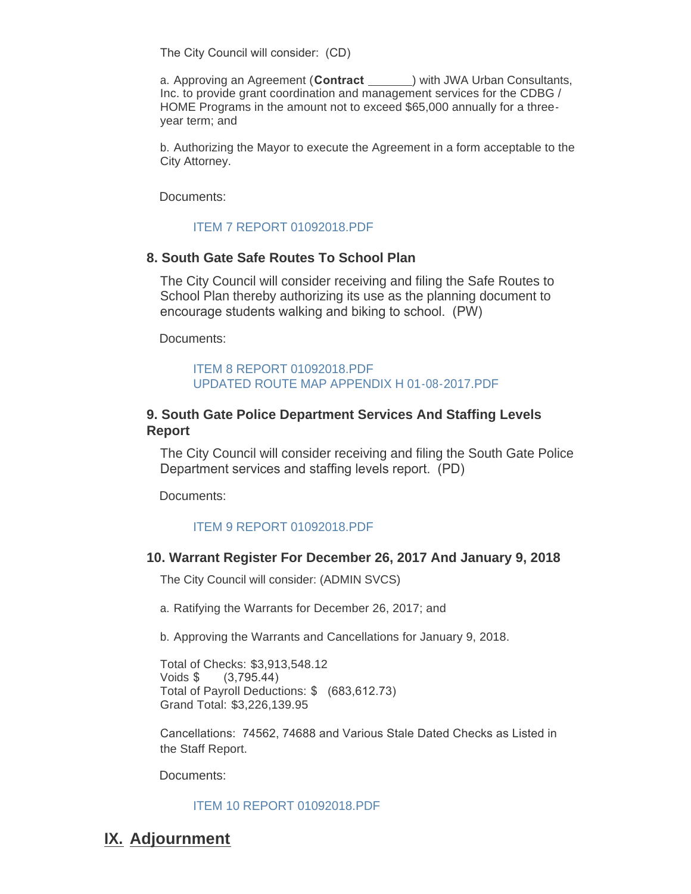The City Council will consider: (CD)

a. Approving an Agreement (**Contract** _______) with JWA Urban Consultants, Inc. to provide grant coordination and management services for the CDBG / HOME Programs in the amount not to exceed $65,000 annually for a three-year term; and

b. Authorizing the Mayor to execute the Agreement in a form acceptable to the City Attorney.

Documents:

ITEM 7 REPORT 01092018.PDF

### 8. South Gate Safe Routes To School Plan

The City Council will consider receiving and filing the Safe Routes to School Plan thereby authorizing its use as the planning document to encourage students walking and biking to school. (PW)

Documents:

ITEM 8 REPORT 01092018.PDF
UPDATED ROUTE MAP APPENDIX H 01-08-2017.PDF

### 9. South Gate Police Department Services And Staffing Levels Report

The City Council will consider receiving and filing the South Gate Police Department services and staffing levels report. (PD)

Documents:

ITEM 9 REPORT 01092018.PDF

### 10. Warrant Register For December 26, 2017 And January 9, 2018

The City Council will consider: (ADMIN SVCS)

a. Ratifying the Warrants for December 26, 2017; and

b. Approving the Warrants and Cancellations for January 9, 2018.

Total of Checks: $3,913,548.12
Voids $ (3,795.44)
Total of Payroll Deductions: $ (683,612.73)
Grand Total: $3,226,139.95

Cancellations: 74562, 74688 and Various Stale Dated Checks as Listed in the Staff Report.

Documents:

ITEM 10 REPORT 01092018.PDF

## IX. Adjournment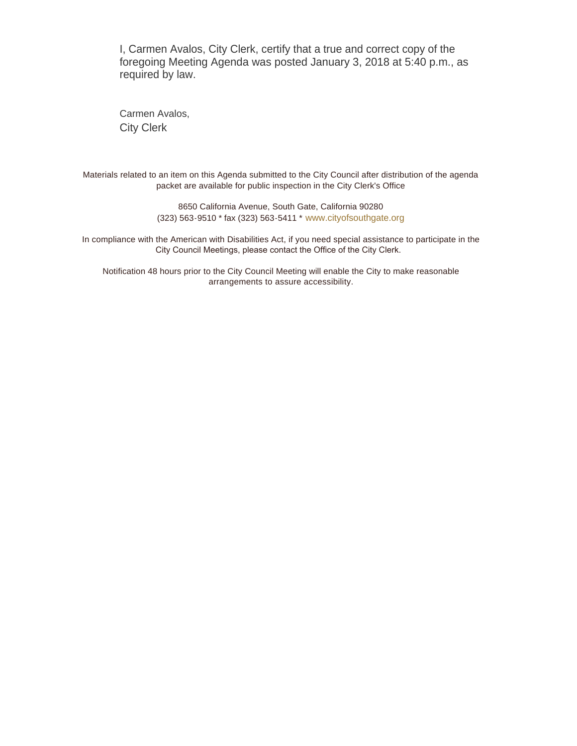I, Carmen Avalos, City Clerk, certify that a true and correct copy of the foregoing Meeting Agenda was posted January 3, 2018 at 5:40 p.m., as required by law.

Carmen Avalos,
City Clerk

Materials related to an item on this Agenda submitted to the City Council after distribution of the agenda packet are available for public inspection in the City Clerk's Office

8650 California Avenue, South Gate, California 90280
(323) 563-9510 * fax (323) 563-5411 * www.cityofsouthgate.org

In compliance with the American with Disabilities Act, if you need special assistance to participate in the City Council Meetings, please contact the Office of the City Clerk.

Notification 48 hours prior to the City Council Meeting will enable the City to make reasonable arrangements to assure accessibility.